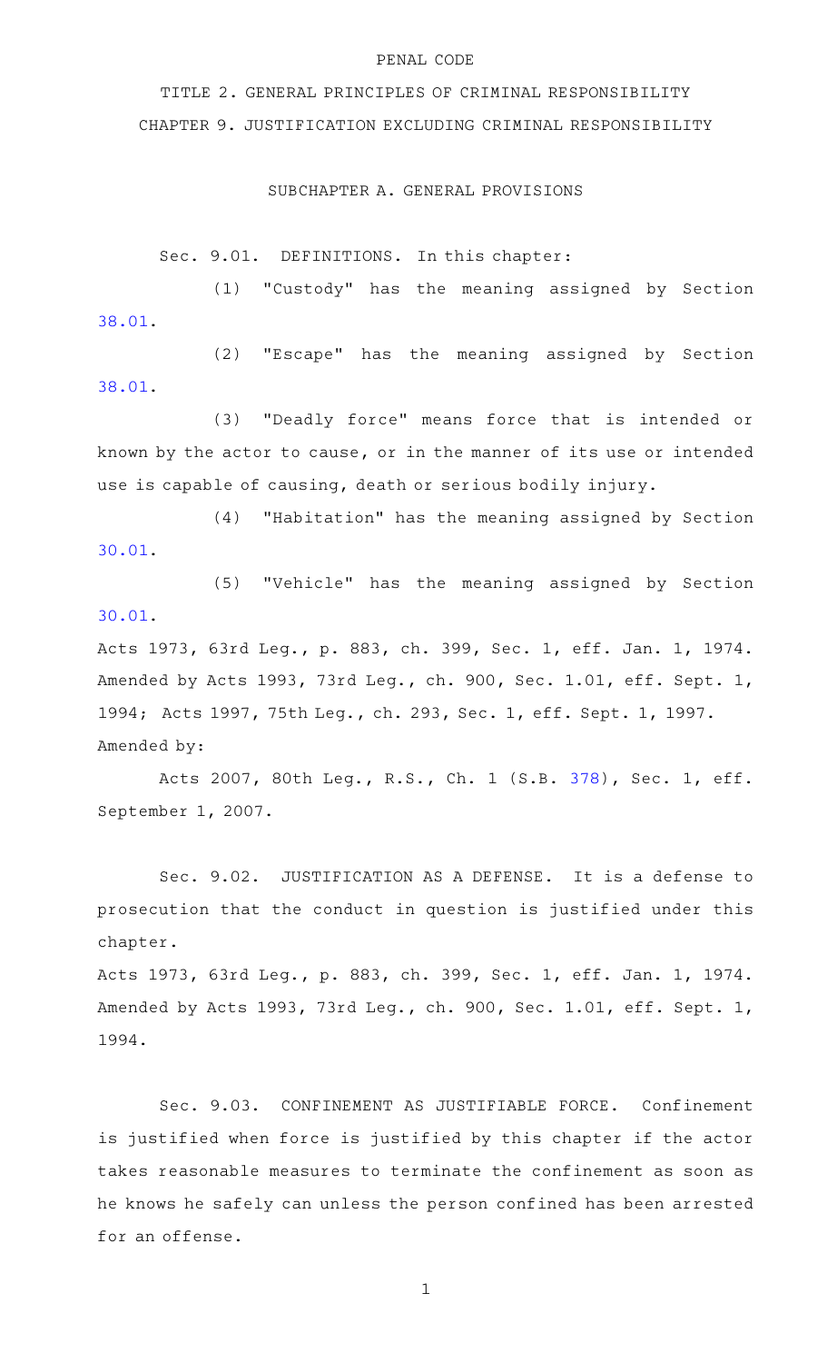PENAL CODE

# TITLE 2. GENERAL PRINCIPLES OF CRIMINAL RESPONSIBILITY

## CHAPTER 9. JUSTIFICATION EXCLUDING CRIMINAL RESPONSIBILITY

### SUBCHAPTER A. GENERAL PROVISIONS

Sec. 9.01. DEFINITIONS. In this chapter:

(1) "Custody" has the meaning assigned by Section 38.01.

(2) "Escape" has the meaning assigned by Section 38.01.

(3) "Deadly force" means force that is intended or known by the actor to cause, or in the manner of its use or intended use is capable of causing, death or serious bodily injury.

(4) "Habitation" has the meaning assigned by Section 30.01.

(5) "Vehicle" has the meaning assigned by Section 30.01.

Acts 1973, 63rd Leg., p. 883, ch. 399, Sec. 1, eff. Jan. 1, 1974. Amended by Acts 1993, 73rd Leg., ch. 900, Sec. 1.01, eff. Sept. 1, 1994; Acts 1997, 75th Leg., ch. 293, Sec. 1, eff. Sept. 1, 1997.
Amended by:

Acts 2007, 80th Leg., R.S., Ch. 1 (S.B. 378), Sec. 1, eff. September 1, 2007.

Sec. 9.02. JUSTIFICATION AS A DEFENSE. It is a defense to prosecution that the conduct in question is justified under this chapter.

Acts 1973, 63rd Leg., p. 883, ch. 399, Sec. 1, eff. Jan. 1, 1974. Amended by Acts 1993, 73rd Leg., ch. 900, Sec. 1.01, eff. Sept. 1, 1994.

Sec. 9.03. CONFINEMENT AS JUSTIFIABLE FORCE. Confinement is justified when force is justified by this chapter if the actor takes reasonable measures to terminate the confinement as soon as he knows he safely can unless the person confined has been arrested for an offense.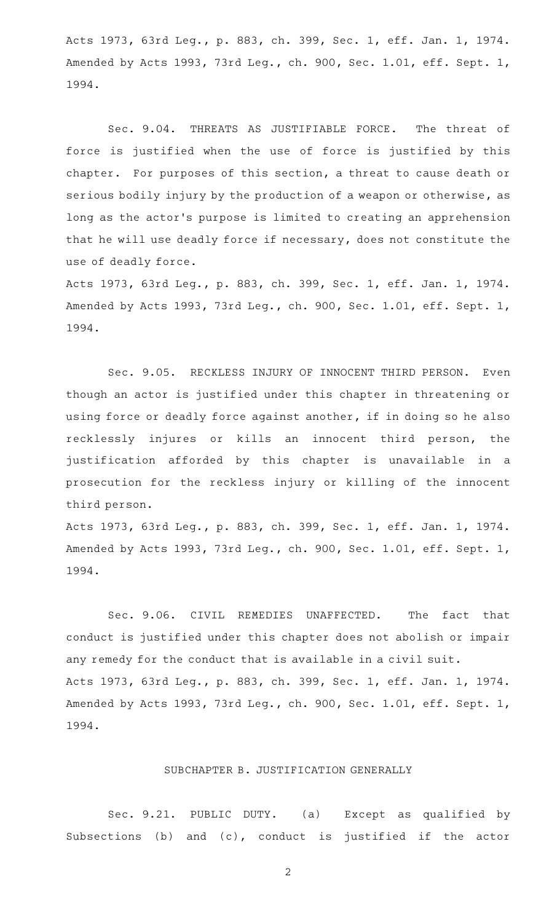Acts 1973, 63rd Leg., p. 883, ch. 399, Sec. 1, eff. Jan. 1, 1974. Amended by Acts 1993, 73rd Leg., ch. 900, Sec. 1.01, eff. Sept. 1, 1994.

Sec. 9.04. THREATS AS JUSTIFIABLE FORCE. The threat of force is justified when the use of force is justified by this chapter. For purposes of this section, a threat to cause death or serious bodily injury by the production of a weapon or otherwise, as long as the actor's purpose is limited to creating an apprehension that he will use deadly force if necessary, does not constitute the use of deadly force.

Acts 1973, 63rd Leg., p. 883, ch. 399, Sec. 1, eff. Jan. 1, 1974. Amended by Acts 1993, 73rd Leg., ch. 900, Sec. 1.01, eff. Sept. 1, 1994.

Sec. 9.05. RECKLESS INJURY OF INNOCENT THIRD PERSON. Even though an actor is justified under this chapter in threatening or using force or deadly force against another, if in doing so he also recklessly injures or kills an innocent third person, the justification afforded by this chapter is unavailable in a prosecution for the reckless injury or killing of the innocent third person.

Acts 1973, 63rd Leg., p. 883, ch. 399, Sec. 1, eff. Jan. 1, 1974. Amended by Acts 1993, 73rd Leg., ch. 900, Sec. 1.01, eff. Sept. 1, 1994.

Sec. 9.06. CIVIL REMEDIES UNAFFECTED. The fact that conduct is justified under this chapter does not abolish or impair any remedy for the conduct that is available in a civil suit.

Acts 1973, 63rd Leg., p. 883, ch. 399, Sec. 1, eff. Jan. 1, 1974. Amended by Acts 1993, 73rd Leg., ch. 900, Sec. 1.01, eff. Sept. 1, 1994.

## SUBCHAPTER B. JUSTIFICATION GENERALLY

Sec. 9.21. PUBLIC DUTY. (a) Except as qualified by Subsections (b) and (c), conduct is justified if the actor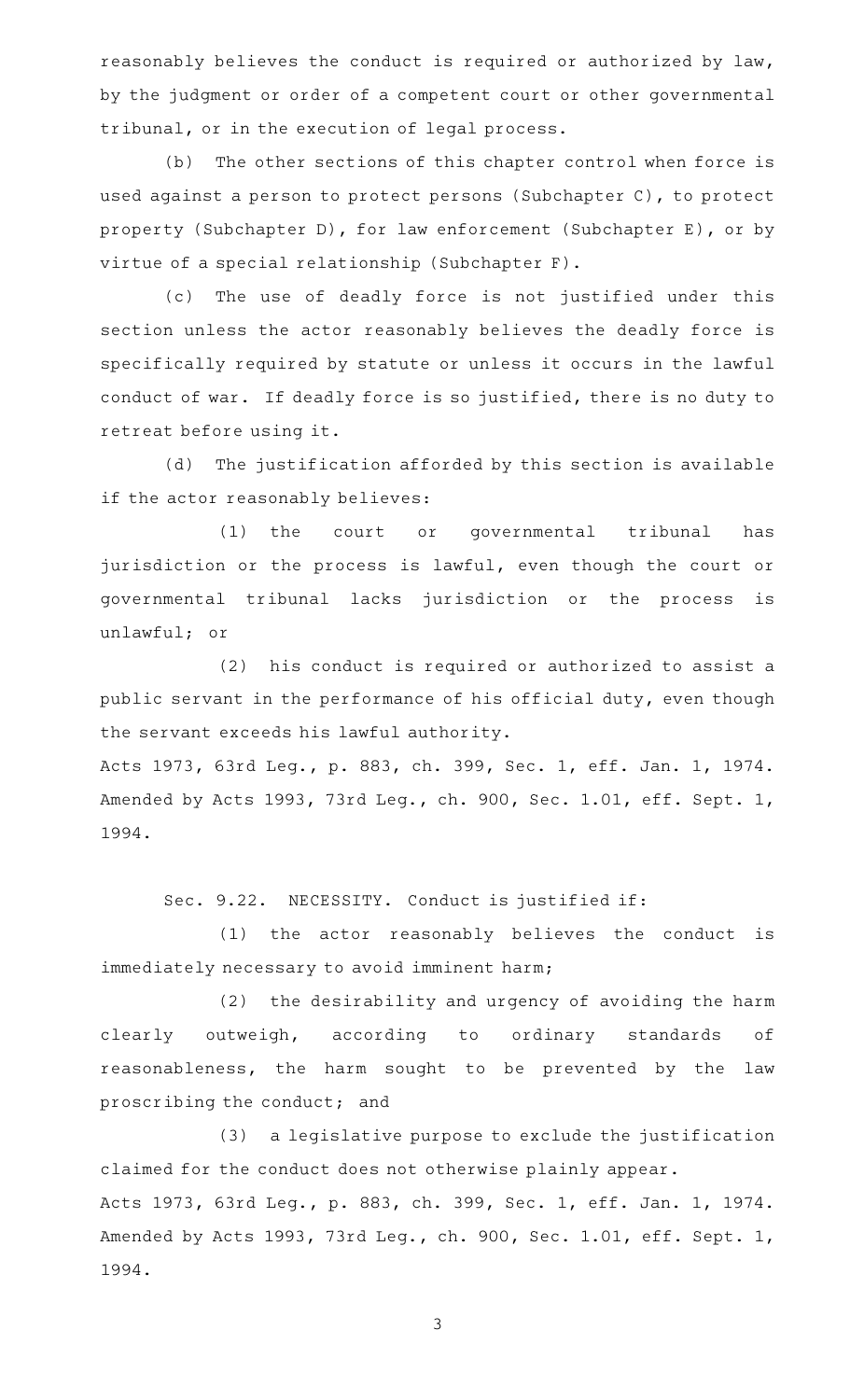reasonably believes the conduct is required or authorized by law, by the judgment or order of a competent court or other governmental tribunal, or in the execution of legal process.

(b) The other sections of this chapter control when force is used against a person to protect persons (Subchapter C), to protect property (Subchapter D), for law enforcement (Subchapter E), or by virtue of a special relationship (Subchapter F).

(c) The use of deadly force is not justified under this section unless the actor reasonably believes the deadly force is specifically required by statute or unless it occurs in the lawful conduct of war. If deadly force is so justified, there is no duty to retreat before using it.

(d) The justification afforded by this section is available if the actor reasonably believes:

(1) the court or governmental tribunal has jurisdiction or the process is lawful, even though the court or governmental tribunal lacks jurisdiction or the process is unlawful; or

(2) his conduct is required or authorized to assist a public servant in the performance of his official duty, even though the servant exceeds his lawful authority.

Acts 1973, 63rd Leg., p. 883, ch. 399, Sec. 1, eff. Jan. 1, 1974. Amended by Acts 1993, 73rd Leg., ch. 900, Sec. 1.01, eff. Sept. 1, 1994.

Sec. 9.22. NECESSITY. Conduct is justified if:

(1) the actor reasonably believes the conduct is immediately necessary to avoid imminent harm;

(2) the desirability and urgency of avoiding the harm clearly outweigh, according to ordinary standards of reasonableness, the harm sought to be prevented by the law proscribing the conduct; and

(3) a legislative purpose to exclude the justification claimed for the conduct does not otherwise plainly appear.

Acts 1973, 63rd Leg., p. 883, ch. 399, Sec. 1, eff. Jan. 1, 1974. Amended by Acts 1993, 73rd Leg., ch. 900, Sec. 1.01, eff. Sept. 1, 1994.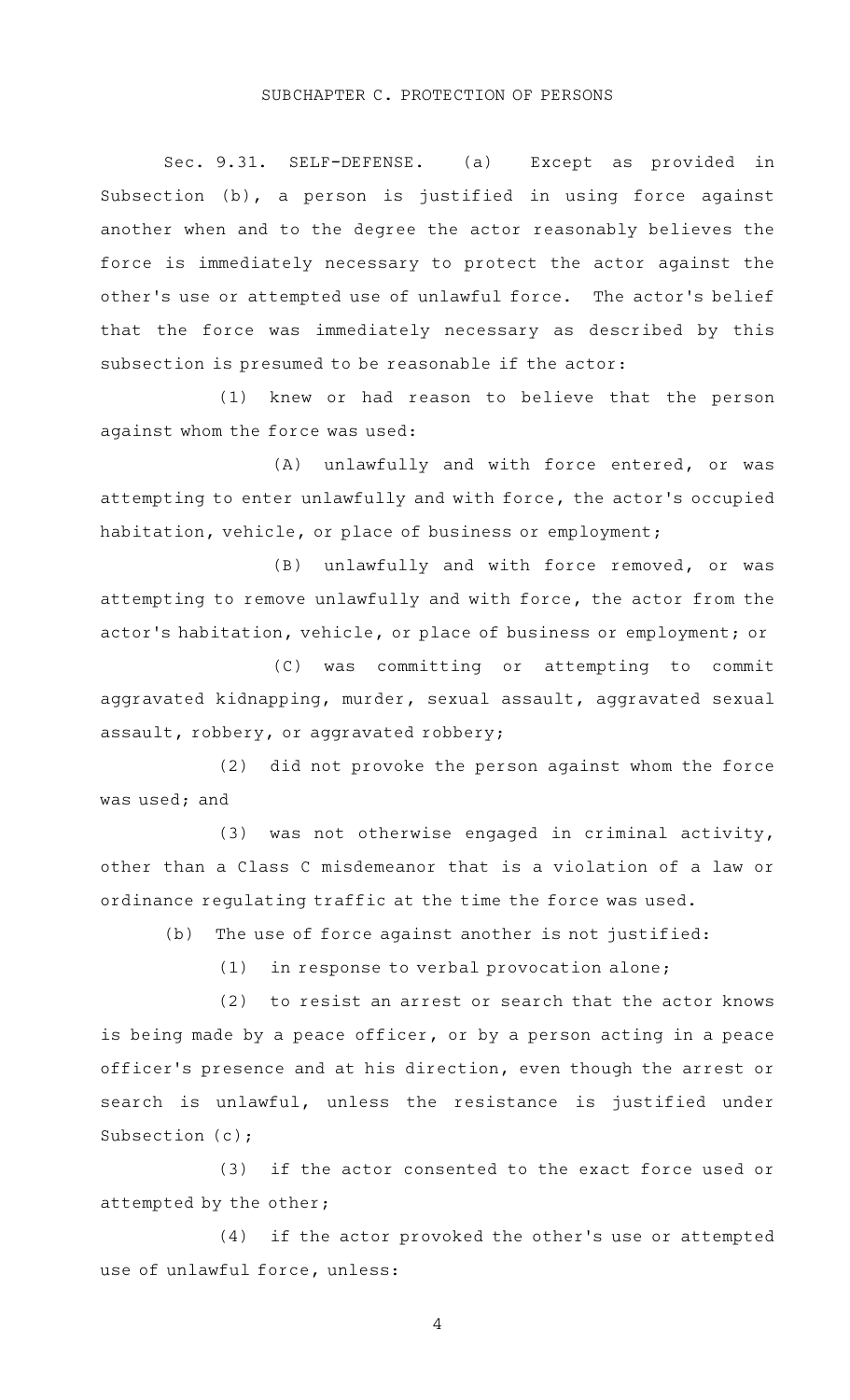## SUBCHAPTER C. PROTECTION OF PERSONS

Sec. 9.31. SELF-DEFENSE. (a) Except as provided in Subsection (b), a person is justified in using force against another when and to the degree the actor reasonably believes the force is immediately necessary to protect the actor against the other's use or attempted use of unlawful force. The actor's belief that the force was immediately necessary as described by this subsection is presumed to be reasonable if the actor:

(1) knew or had reason to believe that the person against whom the force was used:

(A) unlawfully and with force entered, or was attempting to enter unlawfully and with force, the actor's occupied habitation, vehicle, or place of business or employment;

(B) unlawfully and with force removed, or was attempting to remove unlawfully and with force, the actor from the actor's habitation, vehicle, or place of business or employment; or

(C) was committing or attempting to commit aggravated kidnapping, murder, sexual assault, aggravated sexual assault, robbery, or aggravated robbery;

(2) did not provoke the person against whom the force was used; and

(3) was not otherwise engaged in criminal activity, other than a Class C misdemeanor that is a violation of a law or ordinance regulating traffic at the time the force was used.

(b) The use of force against another is not justified:

(1) in response to verbal provocation alone;

(2) to resist an arrest or search that the actor knows is being made by a peace officer, or by a person acting in a peace officer's presence and at his direction, even though the arrest or search is unlawful, unless the resistance is justified under Subsection (c);

(3) if the actor consented to the exact force used or attempted by the other;

(4) if the actor provoked the other's use or attempted use of unlawful force, unless: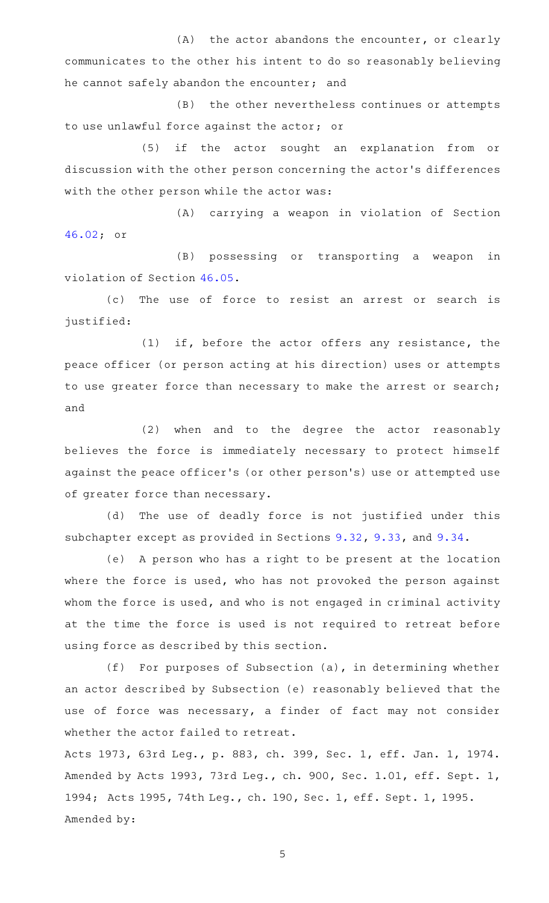(A) the actor abandons the encounter, or clearly communicates to the other his intent to do so reasonably believing he cannot safely abandon the encounter; and

(B) the other nevertheless continues or attempts to use unlawful force against the actor; or

(5) if the actor sought an explanation from or discussion with the other person concerning the actor's differences with the other person while the actor was:

(A) carrying a weapon in violation of Section 46.02; or

(B) possessing or transporting a weapon in violation of Section 46.05.

(c) The use of force to resist an arrest or search is justified:

(1) if, before the actor offers any resistance, the peace officer (or person acting at his direction) uses or attempts to use greater force than necessary to make the arrest or search; and

(2) when and to the degree the actor reasonably believes the force is immediately necessary to protect himself against the peace officer's (or other person's) use or attempted use of greater force than necessary.

(d) The use of deadly force is not justified under this subchapter except as provided in Sections 9.32, 9.33, and 9.34.

(e) A person who has a right to be present at the location where the force is used, who has not provoked the person against whom the force is used, and who is not engaged in criminal activity at the time the force is used is not required to retreat before using force as described by this section.

(f) For purposes of Subsection (a), in determining whether an actor described by Subsection (e) reasonably believed that the use of force was necessary, a finder of fact may not consider whether the actor failed to retreat.

Acts 1973, 63rd Leg., p. 883, ch. 399, Sec. 1, eff. Jan. 1, 1974. Amended by Acts 1993, 73rd Leg., ch. 900, Sec. 1.01, eff. Sept. 1, 1994; Acts 1995, 74th Leg., ch. 190, Sec. 1, eff. Sept. 1, 1995.
Amended by: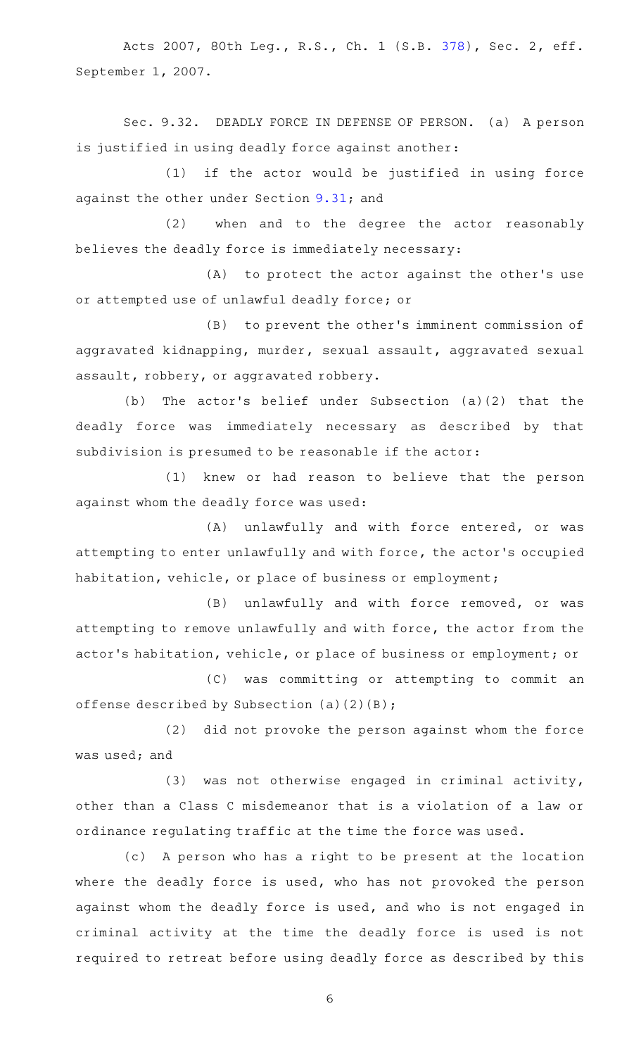Acts 2007, 80th Leg., R.S., Ch. 1 (S.B. 378), Sec. 2, eff. September 1, 2007.

Sec. 9.32. DEADLY FORCE IN DEFENSE OF PERSON. (a) A person is justified in using deadly force against another:

(1) if the actor would be justified in using force against the other under Section 9.31; and

(2) when and to the degree the actor reasonably believes the deadly force is immediately necessary:

(A) to protect the actor against the other's use or attempted use of unlawful deadly force; or

(B) to prevent the other's imminent commission of aggravated kidnapping, murder, sexual assault, aggravated sexual assault, robbery, or aggravated robbery.

(b) The actor's belief under Subsection (a)(2) that the deadly force was immediately necessary as described by that subdivision is presumed to be reasonable if the actor:

(1) knew or had reason to believe that the person against whom the deadly force was used:

(A) unlawfully and with force entered, or was attempting to enter unlawfully and with force, the actor's occupied habitation, vehicle, or place of business or employment;

(B) unlawfully and with force removed, or was attempting to remove unlawfully and with force, the actor from the actor's habitation, vehicle, or place of business or employment; or

(C) was committing or attempting to commit an offense described by Subsection (a)(2)(B);

(2) did not provoke the person against whom the force was used; and

(3) was not otherwise engaged in criminal activity, other than a Class C misdemeanor that is a violation of a law or ordinance regulating traffic at the time the force was used.

(c) A person who has a right to be present at the location where the deadly force is used, who has not provoked the person against whom the deadly force is used, and who is not engaged in criminal activity at the time the deadly force is used is not required to retreat before using deadly force as described by this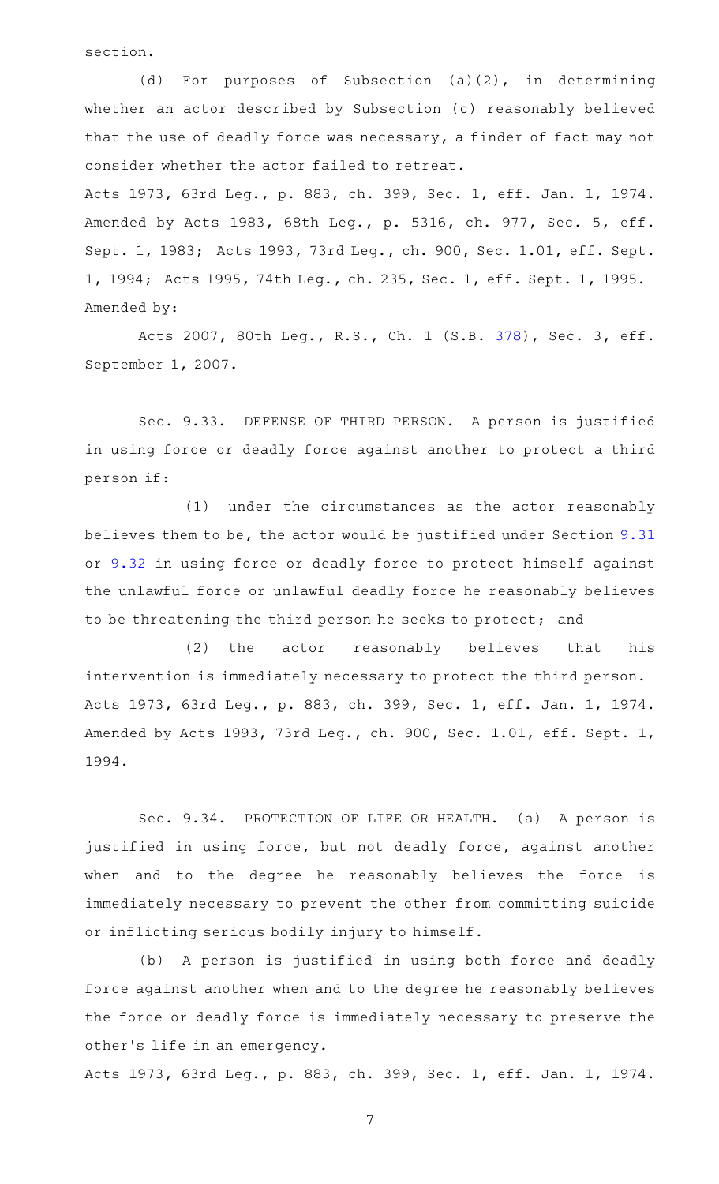section.

(d) For purposes of Subsection (a)(2), in determining whether an actor described by Subsection (c) reasonably believed that the use of deadly force was necessary, a finder of fact may not consider whether the actor failed to retreat.

Acts 1973, 63rd Leg., p. 883, ch. 399, Sec. 1, eff. Jan. 1, 1974. Amended by Acts 1983, 68th Leg., p. 5316, ch. 977, Sec. 5, eff. Sept. 1, 1983; Acts 1993, 73rd Leg., ch. 900, Sec. 1.01, eff. Sept. 1, 1994; Acts 1995, 74th Leg., ch. 235, Sec. 1, eff. Sept. 1, 1995.

Amended by:

Acts 2007, 80th Leg., R.S., Ch. 1 (S.B. 378), Sec. 3, eff. September 1, 2007.

Sec. 9.33. DEFENSE OF THIRD PERSON. A person is justified in using force or deadly force against another to protect a third person if:

(1) under the circumstances as the actor reasonably believes them to be, the actor would be justified under Section 9.31 or 9.32 in using force or deadly force to protect himself against the unlawful force or unlawful deadly force he reasonably believes to be threatening the third person he seeks to protect; and

(2) the actor reasonably believes that his intervention is immediately necessary to protect the third person.

Acts 1973, 63rd Leg., p. 883, ch. 399, Sec. 1, eff. Jan. 1, 1974. Amended by Acts 1993, 73rd Leg., ch. 900, Sec. 1.01, eff. Sept. 1, 1994.

Sec. 9.34. PROTECTION OF LIFE OR HEALTH. (a) A person is justified in using force, but not deadly force, against another when and to the degree he reasonably believes the force is immediately necessary to prevent the other from committing suicide or inflicting serious bodily injury to himself.

(b) A person is justified in using both force and deadly force against another when and to the degree he reasonably believes the force or deadly force is immediately necessary to preserve the other's life in an emergency.

Acts 1973, 63rd Leg., p. 883, ch. 399, Sec. 1, eff. Jan. 1, 1974.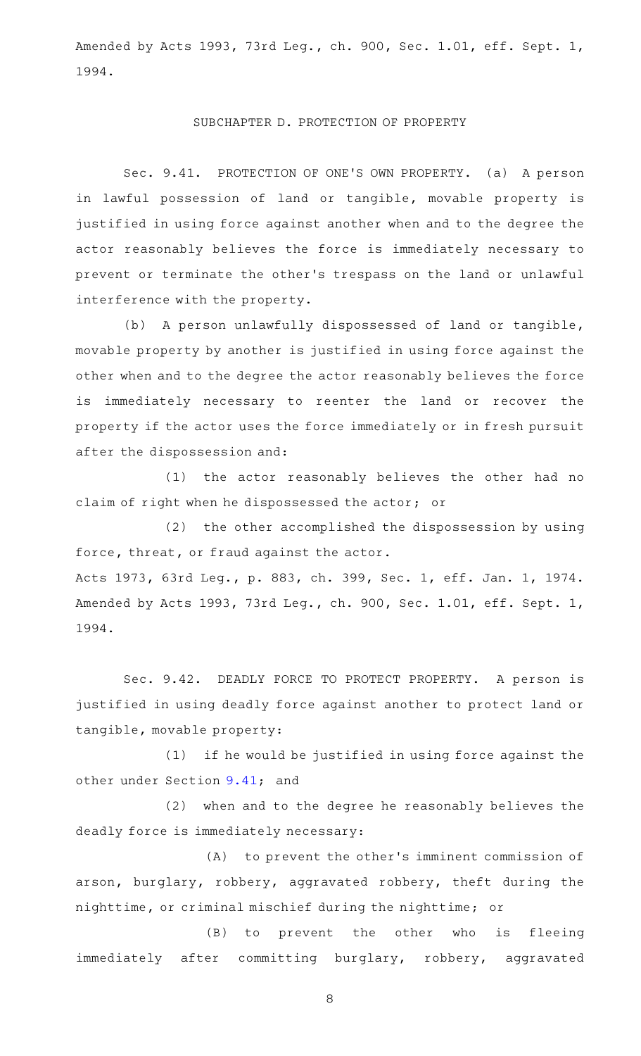Amended by Acts 1993, 73rd Leg., ch. 900, Sec. 1.01, eff. Sept. 1, 1994.

## SUBCHAPTER D. PROTECTION OF PROPERTY

Sec. 9.41. PROTECTION OF ONE'S OWN PROPERTY. (a) A person in lawful possession of land or tangible, movable property is justified in using force against another when and to the degree the actor reasonably believes the force is immediately necessary to prevent or terminate the other's trespass on the land or unlawful interference with the property.

(b) A person unlawfully dispossessed of land or tangible, movable property by another is justified in using force against the other when and to the degree the actor reasonably believes the force is immediately necessary to reenter the land or recover the property if the actor uses the force immediately or in fresh pursuit after the dispossession and:

(1) the actor reasonably believes the other had no claim of right when he dispossessed the actor; or

(2) the other accomplished the dispossession by using force, threat, or fraud against the actor.

Acts 1973, 63rd Leg., p. 883, ch. 399, Sec. 1, eff. Jan. 1, 1974.
Amended by Acts 1993, 73rd Leg., ch. 900, Sec. 1.01, eff. Sept. 1, 1994.

Sec. 9.42. DEADLY FORCE TO PROTECT PROPERTY. A person is justified in using deadly force against another to protect land or tangible, movable property:

(1) if he would be justified in using force against the other under Section 9.41; and

(2) when and to the degree he reasonably believes the deadly force is immediately necessary:

(A) to prevent the other's imminent commission of arson, burglary, robbery, aggravated robbery, theft during the nighttime, or criminal mischief during the nighttime; or

(B) to prevent the other who is fleeing immediately after committing burglary, robbery, aggravated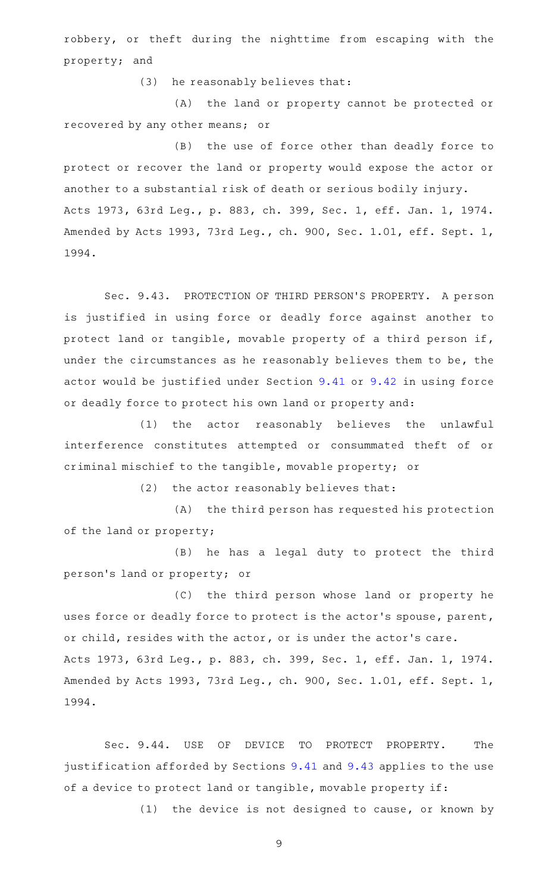robbery, or theft during the nighttime from escaping with the property; and

(3) he reasonably believes that:

(A) the land or property cannot be protected or recovered by any other means; or

(B) the use of force other than deadly force to protect or recover the land or property would expose the actor or another to a substantial risk of death or serious bodily injury.

Acts 1973, 63rd Leg., p. 883, ch. 399, Sec. 1, eff. Jan. 1, 1974. Amended by Acts 1993, 73rd Leg., ch. 900, Sec. 1.01, eff. Sept. 1, 1994.

Sec. 9.43. PROTECTION OF THIRD PERSON'S PROPERTY. A person is justified in using force or deadly force against another to protect land or tangible, movable property of a third person if, under the circumstances as he reasonably believes them to be, the actor would be justified under Section 9.41 or 9.42 in using force or deadly force to protect his own land or property and:

(1) the actor reasonably believes the unlawful interference constitutes attempted or consummated theft of or criminal mischief to the tangible, movable property; or

(2) the actor reasonably believes that:

(A) the third person has requested his protection of the land or property;

(B) he has a legal duty to protect the third person's land or property; or

(C) the third person whose land or property he uses force or deadly force to protect is the actor's spouse, parent, or child, resides with the actor, or is under the actor's care.

Acts 1973, 63rd Leg., p. 883, ch. 399, Sec. 1, eff. Jan. 1, 1974. Amended by Acts 1993, 73rd Leg., ch. 900, Sec. 1.01, eff. Sept. 1, 1994.

Sec. 9.44. USE OF DEVICE TO PROTECT PROPERTY. The justification afforded by Sections 9.41 and 9.43 applies to the use of a device to protect land or tangible, movable property if:

(1) the device is not designed to cause, or known by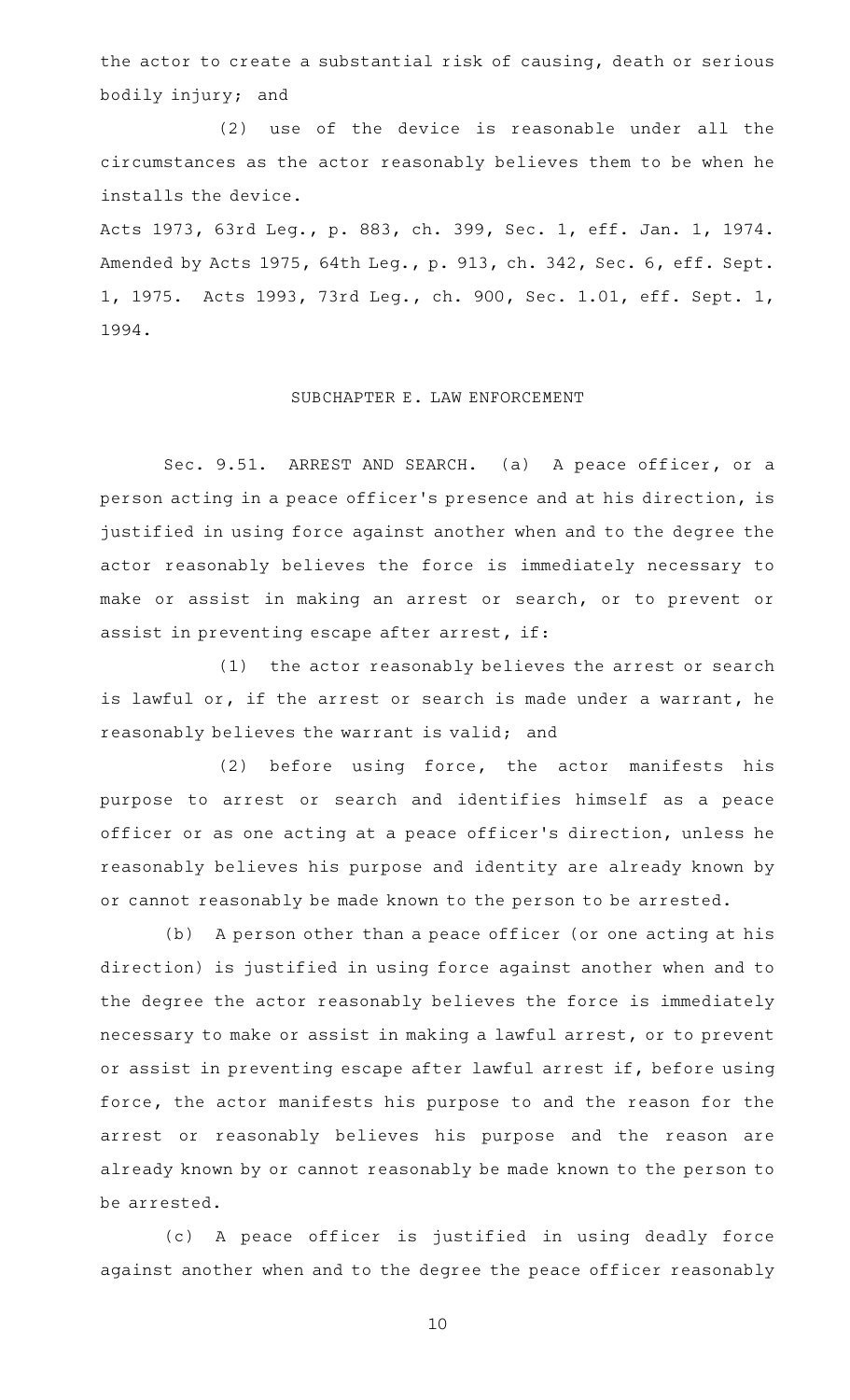the actor to create a substantial risk of causing, death or serious bodily injury; and

(2) use of the device is reasonable under all the circumstances as the actor reasonably believes them to be when he installs the device.

Acts 1973, 63rd Leg., p. 883, ch. 399, Sec. 1, eff. Jan. 1, 1974. Amended by Acts 1975, 64th Leg., p. 913, ch. 342, Sec. 6, eff. Sept. 1, 1975. Acts 1993, 73rd Leg., ch. 900, Sec. 1.01, eff. Sept. 1, 1994.

## SUBCHAPTER E. LAW ENFORCEMENT

Sec. 9.51. ARREST AND SEARCH. (a) A peace officer, or a person acting in a peace officer's presence and at his direction, is justified in using force against another when and to the degree the actor reasonably believes the force is immediately necessary to make or assist in making an arrest or search, or to prevent or assist in preventing escape after arrest, if:

(1) the actor reasonably believes the arrest or search is lawful or, if the arrest or search is made under a warrant, he reasonably believes the warrant is valid; and

(2) before using force, the actor manifests his purpose to arrest or search and identifies himself as a peace officer or as one acting at a peace officer's direction, unless he reasonably believes his purpose and identity are already known by or cannot reasonably be made known to the person to be arrested.

(b) A person other than a peace officer (or one acting at his direction) is justified in using force against another when and to the degree the actor reasonably believes the force is immediately necessary to make or assist in making a lawful arrest, or to prevent or assist in preventing escape after lawful arrest if, before using force, the actor manifests his purpose to and the reason for the arrest or reasonably believes his purpose and the reason are already known by or cannot reasonably be made known to the person to be arrested.

(c) A peace officer is justified in using deadly force against another when and to the degree the peace officer reasonably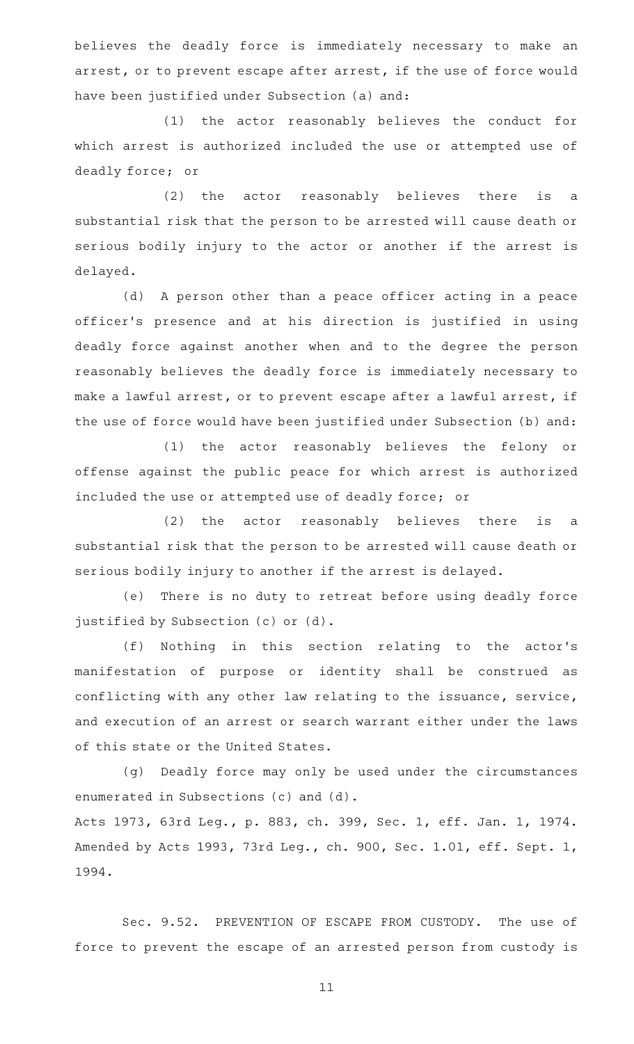believes the deadly force is immediately necessary to make an arrest, or to prevent escape after arrest, if the use of force would have been justified under Subsection (a) and:

(1) the actor reasonably believes the conduct for which arrest is authorized included the use or attempted use of deadly force; or

(2) the actor reasonably believes there is a substantial risk that the person to be arrested will cause death or serious bodily injury to the actor or another if the arrest is delayed.

(d) A person other than a peace officer acting in a peace officer's presence and at his direction is justified in using deadly force against another when and to the degree the person reasonably believes the deadly force is immediately necessary to make a lawful arrest, or to prevent escape after a lawful arrest, if the use of force would have been justified under Subsection (b) and:

(1) the actor reasonably believes the felony or offense against the public peace for which arrest is authorized included the use or attempted use of deadly force; or

(2) the actor reasonably believes there is a substantial risk that the person to be arrested will cause death or serious bodily injury to another if the arrest is delayed.

(e) There is no duty to retreat before using deadly force justified by Subsection (c) or (d).

(f) Nothing in this section relating to the actor's manifestation of purpose or identity shall be construed as conflicting with any other law relating to the issuance, service, and execution of an arrest or search warrant either under the laws of this state or the United States.

(g) Deadly force may only be used under the circumstances enumerated in Subsections (c) and (d).

Acts 1973, 63rd Leg., p. 883, ch. 399, Sec. 1, eff. Jan. 1, 1974. Amended by Acts 1993, 73rd Leg., ch. 900, Sec. 1.01, eff. Sept. 1, 1994.

Sec. 9.52. PREVENTION OF ESCAPE FROM CUSTODY. The use of force to prevent the escape of an arrested person from custody is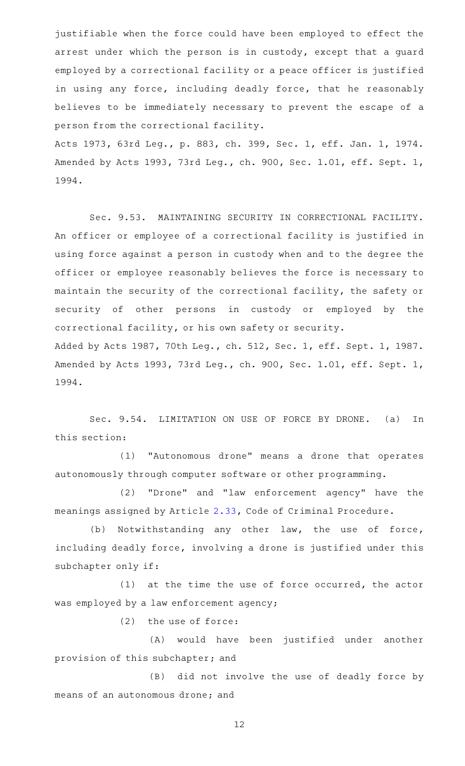justifiable when the force could have been employed to effect the arrest under which the person is in custody, except that a guard employed by a correctional facility or a peace officer is justified in using any force, including deadly force, that he reasonably believes to be immediately necessary to prevent the escape of a person from the correctional facility.

Acts 1973, 63rd Leg., p. 883, ch. 399, Sec. 1, eff. Jan. 1, 1974. Amended by Acts 1993, 73rd Leg., ch. 900, Sec. 1.01, eff. Sept. 1, 1994.

Sec. 9.53. MAINTAINING SECURITY IN CORRECTIONAL FACILITY. An officer or employee of a correctional facility is justified in using force against a person in custody when and to the degree the officer or employee reasonably believes the force is necessary to maintain the security of the correctional facility, the safety or security of other persons in custody or employed by the correctional facility, or his own safety or security.

Added by Acts 1987, 70th Leg., ch. 512, Sec. 1, eff. Sept. 1, 1987. Amended by Acts 1993, 73rd Leg., ch. 900, Sec. 1.01, eff. Sept. 1, 1994.

Sec. 9.54. LIMITATION ON USE OF FORCE BY DRONE. (a) In this section:

(1) "Autonomous drone" means a drone that operates autonomously through computer software or other programming.

(2) "Drone" and "law enforcement agency" have the meanings assigned by Article 2.33, Code of Criminal Procedure.

(b) Notwithstanding any other law, the use of force, including deadly force, involving a drone is justified under this subchapter only if:

(1) at the time the use of force occurred, the actor was employed by a law enforcement agency;

(2) the use of force:

(A) would have been justified under another provision of this subchapter; and

(B) did not involve the use of deadly force by means of an autonomous drone; and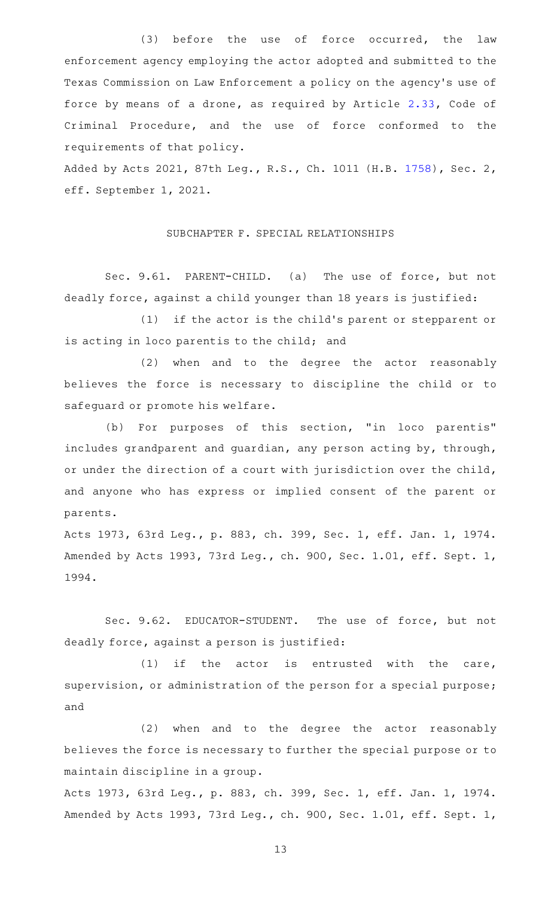(3) before the use of force occurred, the law enforcement agency employing the actor adopted and submitted to the Texas Commission on Law Enforcement a policy on the agency's use of force by means of a drone, as required by Article 2.33, Code of Criminal Procedure, and the use of force conformed to the requirements of that policy.

Added by Acts 2021, 87th Leg., R.S., Ch. 1011 (H.B. 1758), Sec. 2, eff. September 1, 2021.

## SUBCHAPTER F. SPECIAL RELATIONSHIPS

Sec. 9.61. PARENT-CHILD. (a) The use of force, but not deadly force, against a child younger than 18 years is justified:

(1) if the actor is the child's parent or stepparent or is acting in loco parentis to the child; and

(2) when and to the degree the actor reasonably believes the force is necessary to discipline the child or to safeguard or promote his welfare.

(b) For purposes of this section, "in loco parentis" includes grandparent and guardian, any person acting by, through, or under the direction of a court with jurisdiction over the child, and anyone who has express or implied consent of the parent or parents.

Acts 1973, 63rd Leg., p. 883, ch. 399, Sec. 1, eff. Jan. 1, 1974. Amended by Acts 1993, 73rd Leg., ch. 900, Sec. 1.01, eff. Sept. 1, 1994.

Sec. 9.62. EDUCATOR-STUDENT. The use of force, but not deadly force, against a person is justified:

(1) if the actor is entrusted with the care, supervision, or administration of the person for a special purpose; and

(2) when and to the degree the actor reasonably believes the force is necessary to further the special purpose or to maintain discipline in a group.

Acts 1973, 63rd Leg., p. 883, ch. 399, Sec. 1, eff. Jan. 1, 1974. Amended by Acts 1993, 73rd Leg., ch. 900, Sec. 1.01, eff. Sept. 1,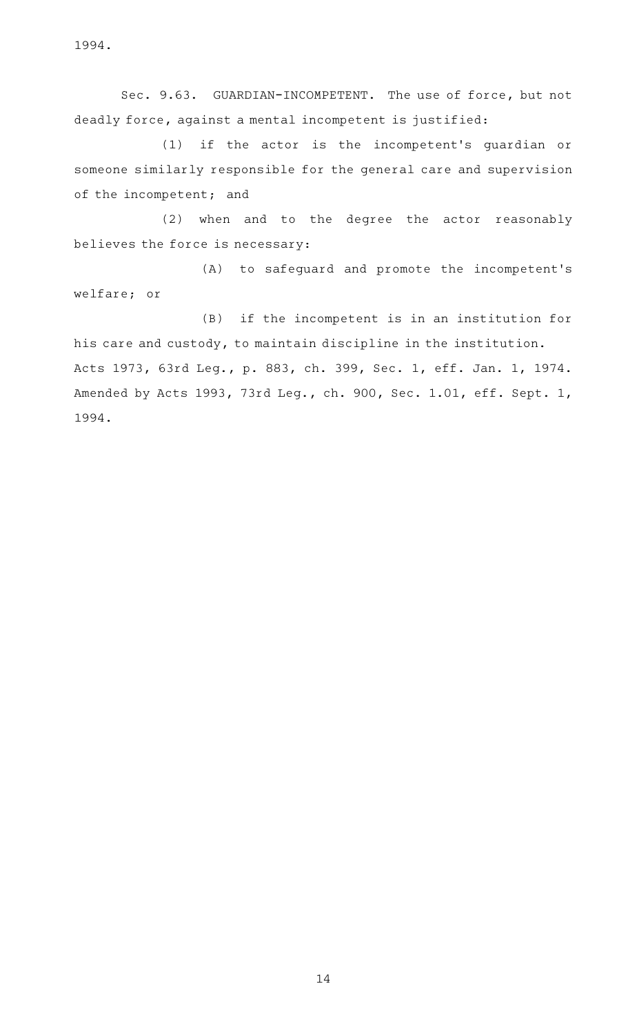1994.

Sec. 9.63. GUARDIAN-INCOMPETENT. The use of force, but not deadly force, against a mental incompetent is justified:

(1) if the actor is the incompetent's guardian or someone similarly responsible for the general care and supervision of the incompetent; and

(2) when and to the degree the actor reasonably believes the force is necessary:

(A) to safeguard and promote the incompetent's welfare; or

(B) if the incompetent is in an institution for his care and custody, to maintain discipline in the institution.

Acts 1973, 63rd Leg., p. 883, ch. 399, Sec. 1, eff. Jan. 1, 1974. Amended by Acts 1993, 73rd Leg., ch. 900, Sec. 1.01, eff. Sept. 1, 1994.